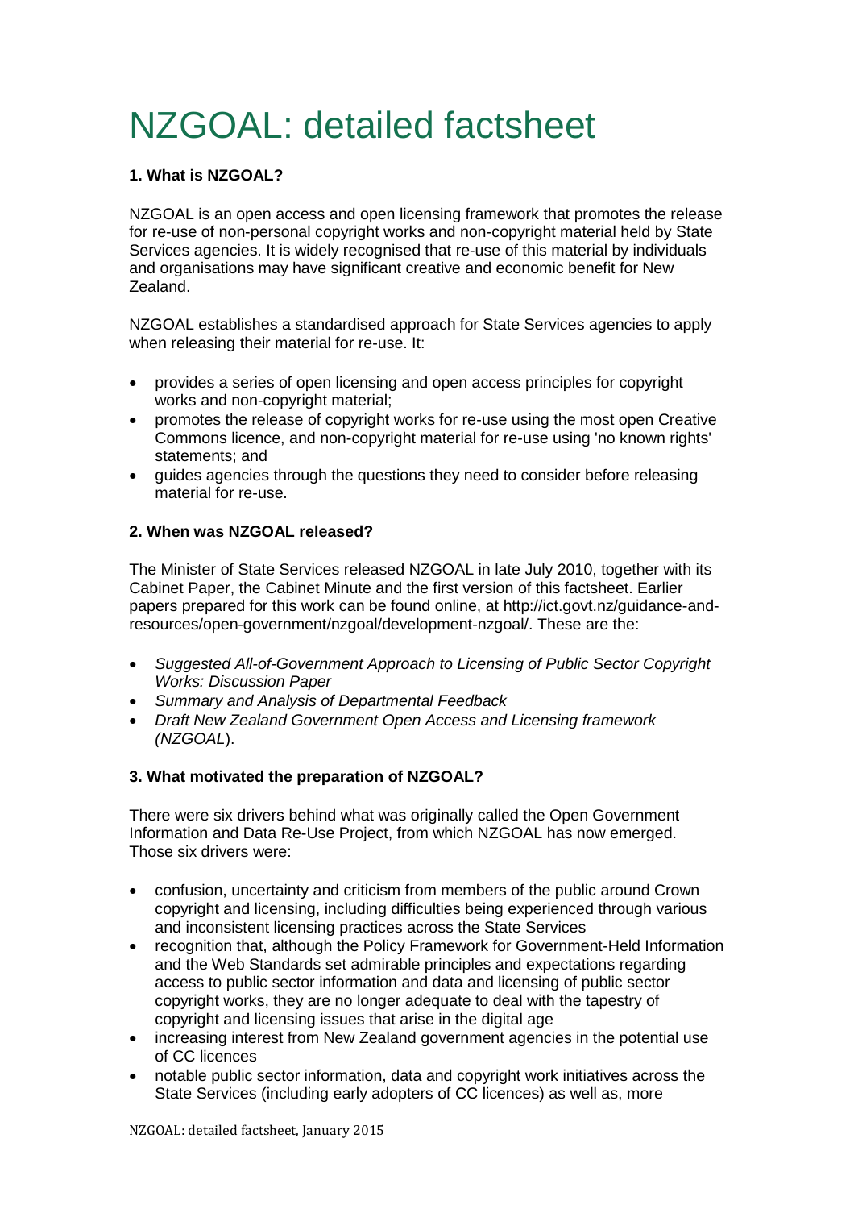# NZGOAL: detailed factsheet

**1. What is NZGOAL?**

NZGOAL is an open access and open licensing framework that promotes the release for re-use of non-personal copyright works and non-copyright material held by State Services agencies. It is widely recognised that re-use of this material by individuals and organisations may have significant creative and economic benefit for New Zealand.

NZGOAL establishes a standardised approach for State Services agencies to apply when releasing their material for re-use. It:

- provides a series of open licensing and open access principles for copyright works and non-copyright material;
- promotes the release of copyright works for re-use using the most open Creative Commons licence, and non-copyright material for re-use using 'no known rights' statements; and
- guides agencies through the questions they need to consider before releasing material for re-use.

**2. When was NZGOAL released?**

The Minister of State Services released NZGOAL in late July 2010, together with its Cabinet Paper, the Cabinet Minute and the first version of this factsheet. Earlier papers prepared for this work can be found online, at http://ict.govt.nz/guidance-and-resources/open-government/nzgoal/development-nzgoal/. These are the:

- *Suggested All-of-Government Approach to Licensing of Public Sector Copyright Works: Discussion Paper*
- *Summary and Analysis of Departmental Feedback*
- *Draft New Zealand Government Open Access and Licensing framework (NZGOAL*).

**3. What motivated the preparation of NZGOAL?**

There were six drivers behind what was originally called the Open Government Information and Data Re-Use Project, from which NZGOAL has now emerged. Those six drivers were:

- confusion, uncertainty and criticism from members of the public around Crown copyright and licensing, including difficulties being experienced through various and inconsistent licensing practices across the State Services
- recognition that, although the Policy Framework for Government-Held Information and the Web Standards set admirable principles and expectations regarding access to public sector information and data and licensing of public sector copyright works, they are no longer adequate to deal with the tapestry of copyright and licensing issues that arise in the digital age
- increasing interest from New Zealand government agencies in the potential use of CC licences
- notable public sector information, data and copyright work initiatives across the State Services (including early adopters of CC licences) as well as, more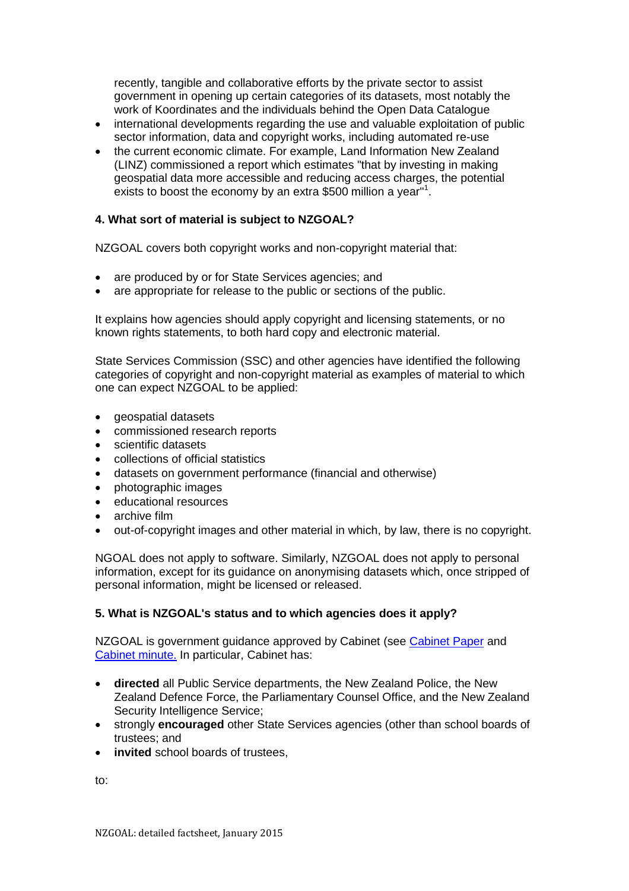recently, tangible and collaborative efforts by the private sector to assist government in opening up certain categories of its datasets, most notably the work of Koordinates and the individuals behind the Open Data Catalogue

- international developments regarding the use and valuable exploitation of public sector information, data and copyright works, including automated re-use
- the current economic climate. For example, Land Information New Zealand (LINZ) commissioned a report which estimates "that by investing in making geospatial data more accessible and reducing access charges, the potential exists to boost the economy by an extra $500 million a year"[1].

**4. What sort of material is subject to NZGOAL?**

NZGOAL covers both copyright works and non-copyright material that:

- are produced by or for State Services agencies; and
- are appropriate for release to the public or sections of the public.

It explains how agencies should apply copyright and licensing statements, or no known rights statements, to both hard copy and electronic material.

State Services Commission (SSC) and other agencies have identified the following categories of copyright and non-copyright material as examples of material to which one can expect NZGOAL to be applied:

- geospatial datasets
- commissioned research reports
- scientific datasets
- collections of official statistics
- datasets on government performance (financial and otherwise)
- photographic images
- educational resources
- archive film
- out-of-copyright images and other material in which, by law, there is no copyright.

NGOAL does not apply to software. Similarly, NZGOAL does not apply to personal information, except for its guidance on anonymising datasets which, once stripped of personal information, might be licensed or released.

**5. What is NZGOAL's status and to which agencies does it apply?**

NZGOAL is government guidance approved by Cabinet (see Cabinet Paper and Cabinet minute. In particular, Cabinet has:

- **directed** all Public Service departments, the New Zealand Police, the New Zealand Defence Force, the Parliamentary Counsel Office, and the New Zealand Security Intelligence Service;
- strongly **encouraged** other State Services agencies (other than school boards of trustees; and
- **invited** school boards of trustees,

to: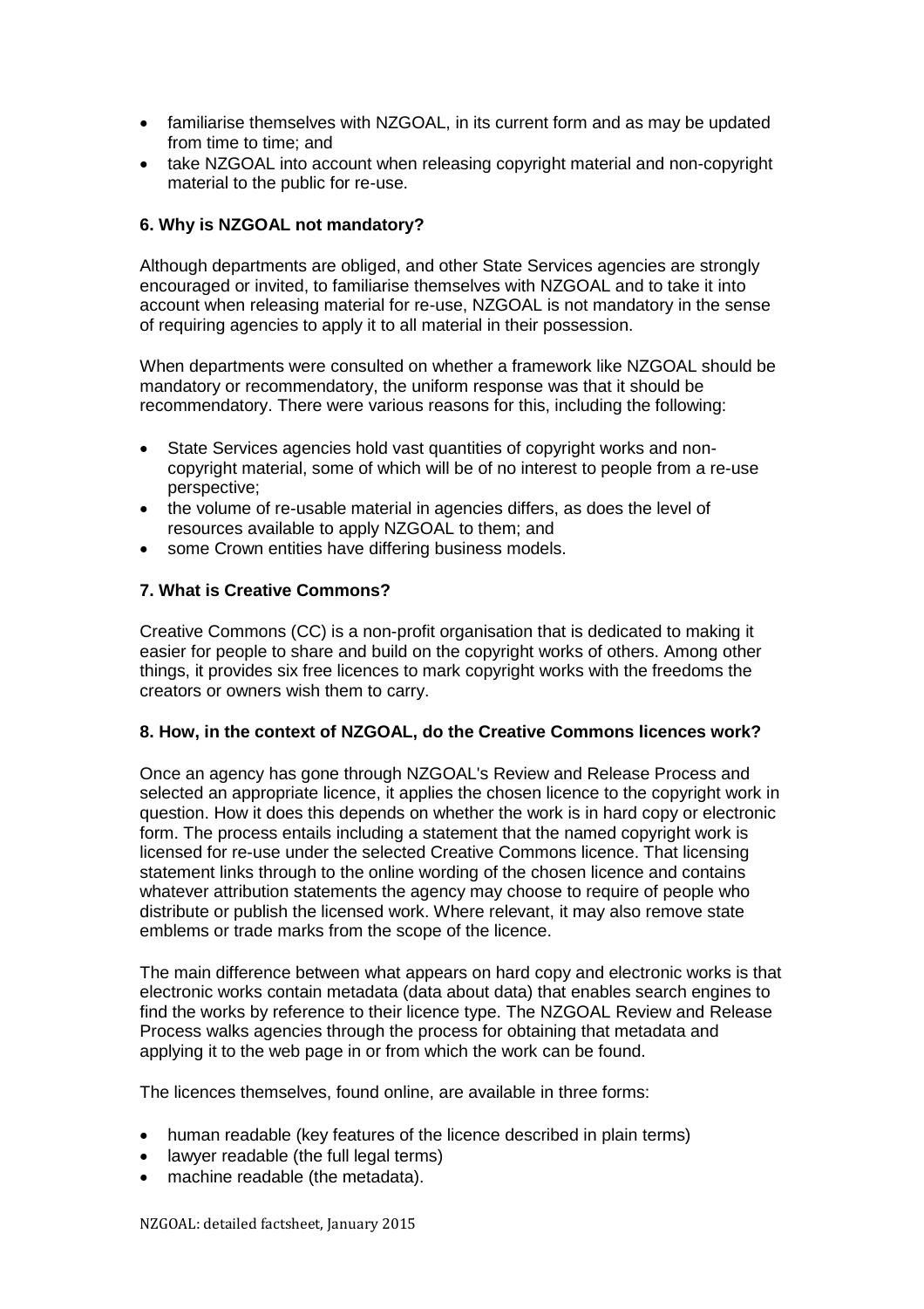- familiarise themselves with NZGOAL, in its current form and as may be updated from time to time; and
- take NZGOAL into account when releasing copyright material and non-copyright material to the public for re-use.

### 6. Why is NZGOAL not mandatory?

Although departments are obliged, and other State Services agencies are strongly encouraged or invited, to familiarise themselves with NZGOAL and to take it into account when releasing material for re-use, NZGOAL is not mandatory in the sense of requiring agencies to apply it to all material in their possession.

When departments were consulted on whether a framework like NZGOAL should be mandatory or recommendatory, the uniform response was that it should be recommendatory. There were various reasons for this, including the following:

- State Services agencies hold vast quantities of copyright works and non-copyright material, some of which will be of no interest to people from a re-use perspective;
- the volume of re-usable material in agencies differs, as does the level of resources available to apply NZGOAL to them; and
- some Crown entities have differing business models.

### 7. What is Creative Commons?

Creative Commons (CC) is a non-profit organisation that is dedicated to making it easier for people to share and build on the copyright works of others. Among other things, it provides six free licences to mark copyright works with the freedoms the creators or owners wish them to carry.

### 8. How, in the context of NZGOAL, do the Creative Commons licences work?

Once an agency has gone through NZGOAL's Review and Release Process and selected an appropriate licence, it applies the chosen licence to the copyright work in question. How it does this depends on whether the work is in hard copy or electronic form. The process entails including a statement that the named copyright work is licensed for re-use under the selected Creative Commons licence. That licensing statement links through to the online wording of the chosen licence and contains whatever attribution statements the agency may choose to require of people who distribute or publish the licensed work. Where relevant, it may also remove state emblems or trade marks from the scope of the licence.

The main difference between what appears on hard copy and electronic works is that electronic works contain metadata (data about data) that enables search engines to find the works by reference to their licence type. The NZGOAL Review and Release Process walks agencies through the process for obtaining that metadata and applying it to the web page in or from which the work can be found.

The licences themselves, found online, are available in three forms:

- human readable (key features of the licence described in plain terms)
- lawyer readable (the full legal terms)
- machine readable (the metadata).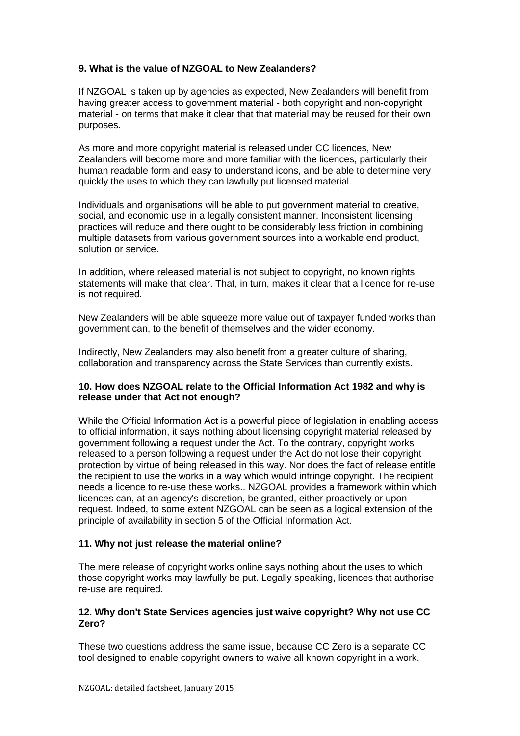**9. What is the value of NZGOAL to New Zealanders?**

If NZGOAL is taken up by agencies as expected, New Zealanders will benefit from having greater access to government material - both copyright and non-copyright material - on terms that make it clear that that material may be reused for their own purposes.

As more and more copyright material is released under CC licences, New Zealanders will become more and more familiar with the licences, particularly their human readable form and easy to understand icons, and be able to determine very quickly the uses to which they can lawfully put licensed material.

Individuals and organisations will be able to put government material to creative, social, and economic use in a legally consistent manner. Inconsistent licensing practices will reduce and there ought to be considerably less friction in combining multiple datasets from various government sources into a workable end product, solution or service.

In addition, where released material is not subject to copyright, no known rights statements will make that clear. That, in turn, makes it clear that a licence for re-use is not required.

New Zealanders will be able squeeze more value out of taxpayer funded works than government can, to the benefit of themselves and the wider economy.

Indirectly, New Zealanders may also benefit from a greater culture of sharing, collaboration and transparency across the State Services than currently exists.

**10. How does NZGOAL relate to the Official Information Act 1982 and why is release under that Act not enough?**

While the Official Information Act is a powerful piece of legislation in enabling access to official information, it says nothing about licensing copyright material released by government following a request under the Act. To the contrary, copyright works released to a person following a request under the Act do not lose their copyright protection by virtue of being released in this way. Nor does the fact of release entitle the recipient to use the works in a way which would infringe copyright. The recipient needs a licence to re-use these works.. NZGOAL provides a framework within which licences can, at an agency's discretion, be granted, either proactively or upon request. Indeed, to some extent NZGOAL can be seen as a logical extension of the principle of availability in section 5 of the Official Information Act.

**11. Why not just release the material online?**

The mere release of copyright works online says nothing about the uses to which those copyright works may lawfully be put. Legally speaking, licences that authorise re-use are required.

**12. Why don't State Services agencies just waive copyright? Why not use CC Zero?**

These two questions address the same issue, because CC Zero is a separate CC tool designed to enable copyright owners to waive all known copyright in a work.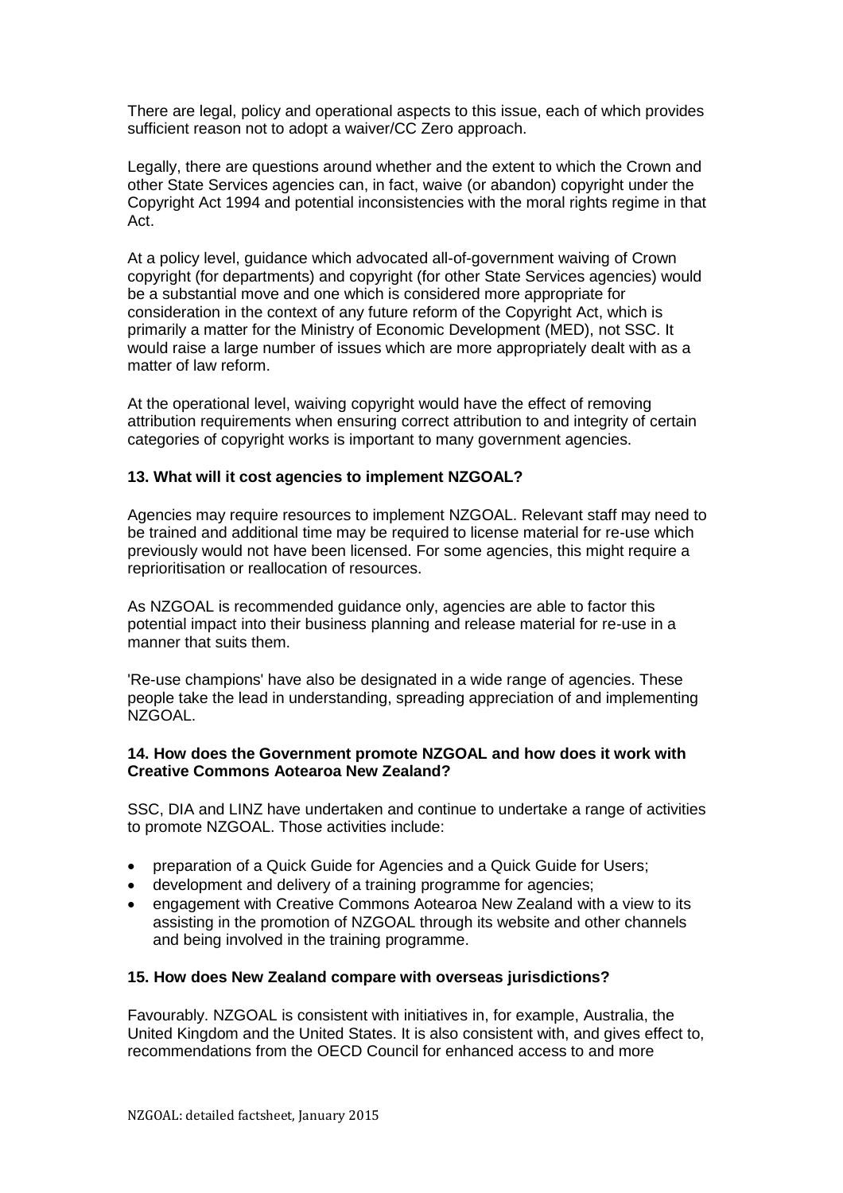There are legal, policy and operational aspects to this issue, each of which provides sufficient reason not to adopt a waiver/CC Zero approach.

Legally, there are questions around whether and the extent to which the Crown and other State Services agencies can, in fact, waive (or abandon) copyright under the Copyright Act 1994 and potential inconsistencies with the moral rights regime in that Act.

At a policy level, guidance which advocated all-of-government waiving of Crown copyright (for departments) and copyright (for other State Services agencies) would be a substantial move and one which is considered more appropriate for consideration in the context of any future reform of the Copyright Act, which is primarily a matter for the Ministry of Economic Development (MED), not SSC. It would raise a large number of issues which are more appropriately dealt with as a matter of law reform.

At the operational level, waiving copyright would have the effect of removing attribution requirements when ensuring correct attribution to and integrity of certain categories of copyright works is important to many government agencies.

### 13. What will it cost agencies to implement NZGOAL?

Agencies may require resources to implement NZGOAL. Relevant staff may need to be trained and additional time may be required to license material for re-use which previously would not have been licensed. For some agencies, this might require a reprioritisation or reallocation of resources.

As NZGOAL is recommended guidance only, agencies are able to factor this potential impact into their business planning and release material for re-use in a manner that suits them.

'Re-use champions' have also be designated in a wide range of agencies. These people take the lead in understanding, spreading appreciation of and implementing NZGOAL.

### 14. How does the Government promote NZGOAL and how does it work with Creative Commons Aotearoa New Zealand?

SSC, DIA and LINZ have undertaken and continue to undertake a range of activities to promote NZGOAL. Those activities include:

- preparation of a Quick Guide for Agencies and a Quick Guide for Users;
- development and delivery of a training programme for agencies;
- engagement with Creative Commons Aotearoa New Zealand with a view to its assisting in the promotion of NZGOAL through its website and other channels and being involved in the training programme.

### 15. How does New Zealand compare with overseas jurisdictions?

Favourably. NZGOAL is consistent with initiatives in, for example, Australia, the United Kingdom and the United States. It is also consistent with, and gives effect to, recommendations from the OECD Council for enhanced access to and more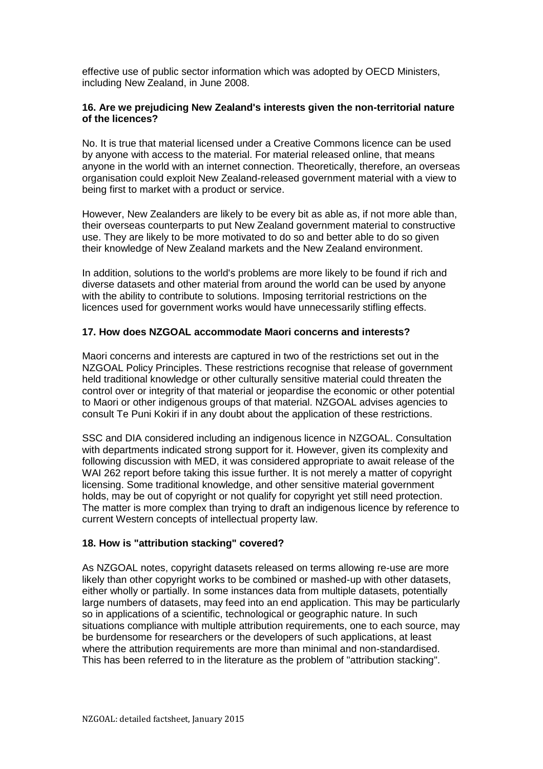effective use of public sector information which was adopted by OECD Ministers, including New Zealand, in June 2008.

**16. Are we prejudicing New Zealand's interests given the non-territorial nature of the licences?**

No. It is true that material licensed under a Creative Commons licence can be used by anyone with access to the material. For material released online, that means anyone in the world with an internet connection. Theoretically, therefore, an overseas organisation could exploit New Zealand-released government material with a view to being first to market with a product or service.

However, New Zealanders are likely to be every bit as able as, if not more able than, their overseas counterparts to put New Zealand government material to constructive use. They are likely to be more motivated to do so and better able to do so given their knowledge of New Zealand markets and the New Zealand environment.

In addition, solutions to the world's problems are more likely to be found if rich and diverse datasets and other material from around the world can be used by anyone with the ability to contribute to solutions. Imposing territorial restrictions on the licences used for government works would have unnecessarily stifling effects.

**17. How does NZGOAL accommodate Maori concerns and interests?**

Maori concerns and interests are captured in two of the restrictions set out in the NZGOAL Policy Principles. These restrictions recognise that release of government held traditional knowledge or other culturally sensitive material could threaten the control over or integrity of that material or jeopardise the economic or other potential to Maori or other indigenous groups of that material. NZGOAL advises agencies to consult Te Puni Kokiri if in any doubt about the application of these restrictions.

SSC and DIA considered including an indigenous licence in NZGOAL. Consultation with departments indicated strong support for it. However, given its complexity and following discussion with MED, it was considered appropriate to await release of the WAI 262 report before taking this issue further. It is not merely a matter of copyright licensing. Some traditional knowledge, and other sensitive material government holds, may be out of copyright or not qualify for copyright yet still need protection. The matter is more complex than trying to draft an indigenous licence by reference to current Western concepts of intellectual property law.

**18. How is "attribution stacking" covered?**

As NZGOAL notes, copyright datasets released on terms allowing re-use are more likely than other copyright works to be combined or mashed-up with other datasets, either wholly or partially. In some instances data from multiple datasets, potentially large numbers of datasets, may feed into an end application. This may be particularly so in applications of a scientific, technological or geographic nature. In such situations compliance with multiple attribution requirements, one to each source, may be burdensome for researchers or the developers of such applications, at least where the attribution requirements are more than minimal and non-standardised. This has been referred to in the literature as the problem of "attribution stacking".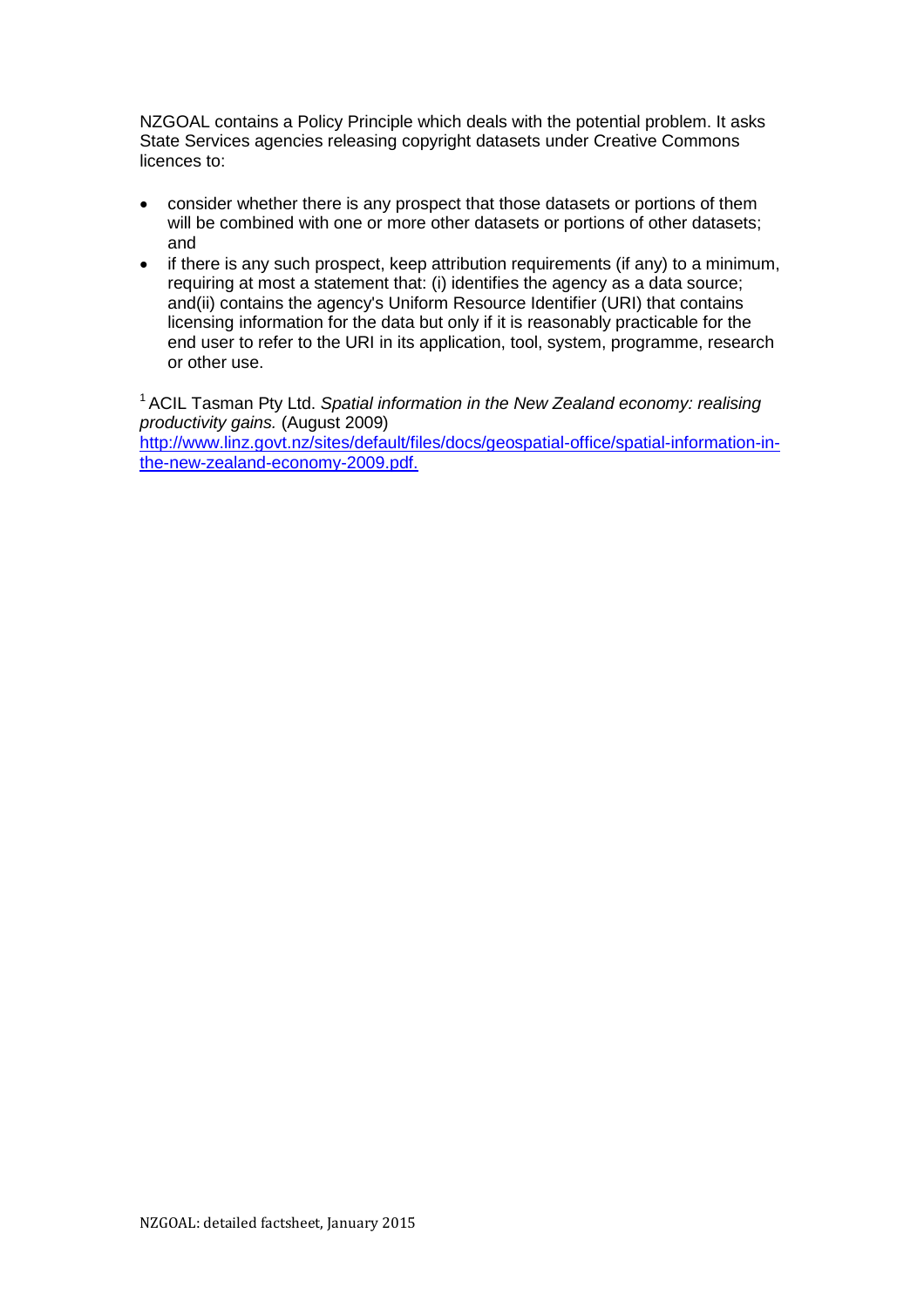NZGOAL contains a Policy Principle which deals with the potential problem. It asks State Services agencies releasing copyright datasets under Creative Commons licences to:

- consider whether there is any prospect that those datasets or portions of them will be combined with one or more other datasets or portions of other datasets; and
- if there is any such prospect, keep attribution requirements (if any) to a minimum, requiring at most a statement that: (i) identifies the agency as a data source; and(ii) contains the agency's Uniform Resource Identifier (URI) that contains licensing information for the data but only if it is reasonably practicable for the end user to refer to the URI in its application, tool, system, programme, research or other use.

[1] ACIL Tasman Pty Ltd. *Spatial information in the New Zealand economy: realising productivity gains.* (August 2009) [http://www.linz.govt.nz/sites/default/files/docs/geospatial-office/spatial-information-in-the-new-zealand-economy-2009.pdf.](http://www.linz.govt.nz/sites/default/files/docs/geospatial-office/spatial-information-in-the-new-zealand-economy-2009.pdf)